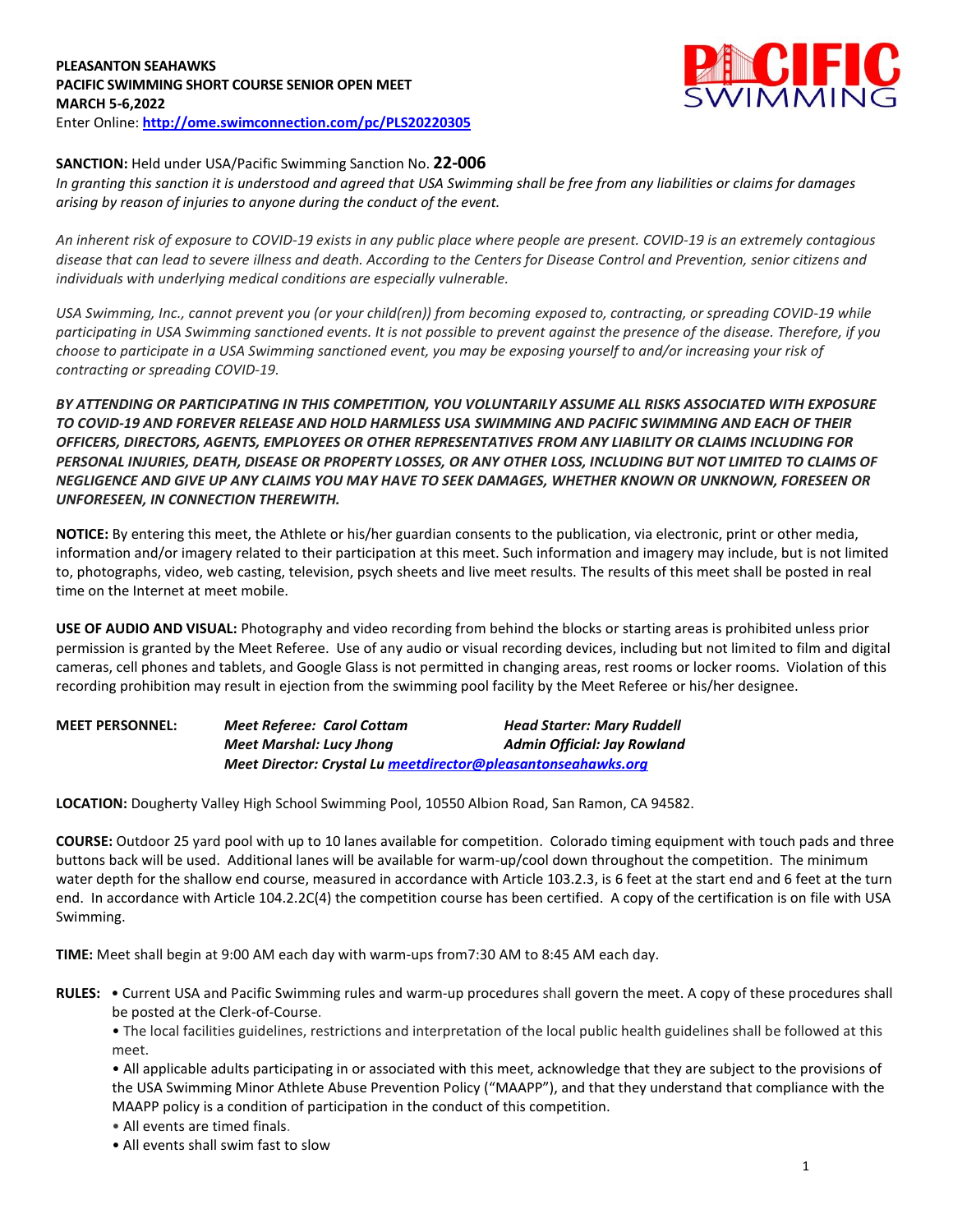**PLEASANTON SEAHAWKS**
**PACIFIC SWIMMING SHORT COURSE SENIOR OPEN MEET**
**MARCH 5-6,2022**
Enter Online: **http://ome.swimconnection.com/pc/PLS20220305**

**SANCTION:** Held under USA/Pacific Swimming Sanction No. **22-006**
*In granting this sanction it is understood and agreed that USA Swimming shall be free from any liabilities or claims for damages arising by reason of injuries to anyone during the conduct of the event.*

*An inherent risk of exposure to COVID-19 exists in any public place where people are present. COVID-19 is an extremely contagious disease that can lead to severe illness and death. According to the Centers for Disease Control and Prevention, senior citizens and individuals with underlying medical conditions are especially vulnerable.*

*USA Swimming, Inc., cannot prevent you (or your child(ren)) from becoming exposed to, contracting, or spreading COVID-19 while participating in USA Swimming sanctioned events. It is not possible to prevent against the presence of the disease. Therefore, if you choose to participate in a USA Swimming sanctioned event, you may be exposing yourself to and/or increasing your risk of contracting or spreading COVID-19.*

***BY ATTENDING OR PARTICIPATING IN THIS COMPETITION, YOU VOLUNTARILY ASSUME ALL RISKS ASSOCIATED WITH EXPOSURE TO COVID-19 AND FOREVER RELEASE AND HOLD HARMLESS USA SWIMMING AND PACIFIC SWIMMING AND EACH OF THEIR OFFICERS, DIRECTORS, AGENTS, EMPLOYEES OR OTHER REPRESENTATIVES FROM ANY LIABILITY OR CLAIMS INCLUDING FOR PERSONAL INJURIES, DEATH, DISEASE OR PROPERTY LOSSES, OR ANY OTHER LOSS, INCLUDING BUT NOT LIMITED TO CLAIMS OF NEGLIGENCE AND GIVE UP ANY CLAIMS YOU MAY HAVE TO SEEK DAMAGES, WHETHER KNOWN OR UNKNOWN, FORESEEN OR UNFORESEEN, IN CONNECTION THEREWITH.***

**NOTICE:** By entering this meet, the Athlete or his/her guardian consents to the publication, via electronic, print or other media, information and/or imagery related to their participation at this meet. Such information and imagery may include, but is not limited to, photographs, video, web casting, television, psych sheets and live meet results. The results of this meet shall be posted in real time on the Internet at meet mobile.

**USE OF AUDIO AND VISUAL:** Photography and video recording from behind the blocks or starting areas is prohibited unless prior permission is granted by the Meet Referee. Use of any audio or visual recording devices, including but not limited to film and digital cameras, cell phones and tablets, and Google Glass is not permitted in changing areas, rest rooms or locker rooms. Violation of this recording prohibition may result in ejection from the swimming pool facility by the Meet Referee or his/her designee.

**MEET PERSONNEL:**
*Meet Referee: Carol Cottam* — *Head Starter: Mary Ruddell*
*Meet Marshal: Lucy Jhong* — *Admin Official: Jay Rowland*
*Meet Director: Crystal Lu meetdirector@pleasantonseahawks.org*

**LOCATION:** Dougherty Valley High School Swimming Pool, 10550 Albion Road, San Ramon, CA 94582.

**COURSE:** Outdoor 25 yard pool with up to 10 lanes available for competition. Colorado timing equipment with touch pads and three buttons back will be used. Additional lanes will be available for warm-up/cool down throughout the competition. The minimum water depth for the shallow end course, measured in accordance with Article 103.2.3, is 6 feet at the start end and 6 feet at the turn end. In accordance with Article 104.2.2C(4) the competition course has been certified. A copy of the certification is on file with USA Swimming.

**TIME:** Meet shall begin at 9:00 AM each day with warm-ups from7:30 AM to 8:45 AM each day.

**RULES:**
- Current USA and Pacific Swimming rules and warm-up procedures shall govern the meet. A copy of these procedures shall be posted at the Clerk-of-Course.
- The local facilities guidelines, restrictions and interpretation of the local public health guidelines shall be followed at this meet.
- All applicable adults participating in or associated with this meet, acknowledge that they are subject to the provisions of the USA Swimming Minor Athlete Abuse Prevention Policy ("MAAPP"), and that they understand that compliance with the MAAPP policy is a condition of participation in the conduct of this competition.
- All events are timed finals.
- All events shall swim fast to slow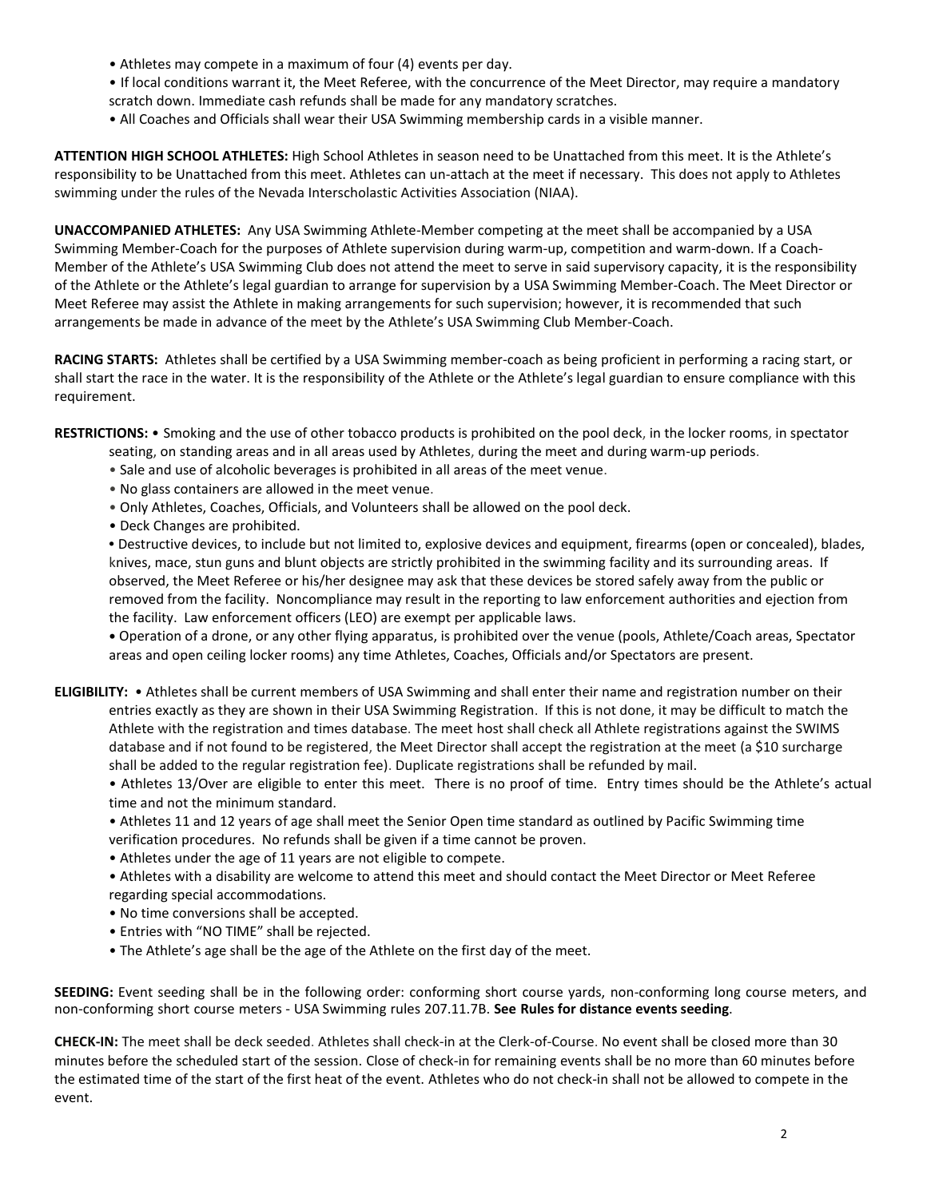- Athletes may compete in a maximum of four (4) events per day.
- If local conditions warrant it, the Meet Referee, with the concurrence of the Meet Director, may require a mandatory scratch down. Immediate cash refunds shall be made for any mandatory scratches.
- All Coaches and Officials shall wear their USA Swimming membership cards in a visible manner.

**ATTENTION HIGH SCHOOL ATHLETES:** High School Athletes in season need to be Unattached from this meet. It is the Athlete's responsibility to be Unattached from this meet. Athletes can un-attach at the meet if necessary. This does not apply to Athletes swimming under the rules of the Nevada Interscholastic Activities Association (NIAA).

**UNACCOMPANIED ATHLETES:** Any USA Swimming Athlete-Member competing at the meet shall be accompanied by a USA Swimming Member-Coach for the purposes of Athlete supervision during warm-up, competition and warm-down. If a Coach-Member of the Athlete's USA Swimming Club does not attend the meet to serve in said supervisory capacity, it is the responsibility of the Athlete or the Athlete's legal guardian to arrange for supervision by a USA Swimming Member-Coach. The Meet Director or Meet Referee may assist the Athlete in making arrangements for such supervision; however, it is recommended that such arrangements be made in advance of the meet by the Athlete's USA Swimming Club Member-Coach.

**RACING STARTS:** Athletes shall be certified by a USA Swimming member-coach as being proficient in performing a racing start, or shall start the race in the water. It is the responsibility of the Athlete or the Athlete's legal guardian to ensure compliance with this requirement.

**RESTRICTIONS:**
- Smoking and the use of other tobacco products is prohibited on the pool deck, in the locker rooms, in spectator seating, on standing areas and in all areas used by Athletes, during the meet and during warm-up periods.
- Sale and use of alcoholic beverages is prohibited in all areas of the meet venue.
- No glass containers are allowed in the meet venue.
- Only Athletes, Coaches, Officials, and Volunteers shall be allowed on the pool deck.
- Deck Changes are prohibited.
- Destructive devices, to include but not limited to, explosive devices and equipment, firearms (open or concealed), blades, knives, mace, stun guns and blunt objects are strictly prohibited in the swimming facility and its surrounding areas. If observed, the Meet Referee or his/her designee may ask that these devices be stored safely away from the public or removed from the facility. Noncompliance may result in the reporting to law enforcement authorities and ejection from the facility. Law enforcement officers (LEO) are exempt per applicable laws.
- Operation of a drone, or any other flying apparatus, is prohibited over the venue (pools, Athlete/Coach areas, Spectator areas and open ceiling locker rooms) any time Athletes, Coaches, Officials and/or Spectators are present.

**ELIGIBILITY:**
- Athletes shall be current members of USA Swimming and shall enter their name and registration number on their entries exactly as they are shown in their USA Swimming Registration. If this is not done, it may be difficult to match the Athlete with the registration and times database. The meet host shall check all Athlete registrations against the SWIMS database and if not found to be registered, the Meet Director shall accept the registration at the meet (a $10 surcharge shall be added to the regular registration fee). Duplicate registrations shall be refunded by mail.
- Athletes 13/Over are eligible to enter this meet. There is no proof of time. Entry times should be the Athlete's actual time and not the minimum standard.
- Athletes 11 and 12 years of age shall meet the Senior Open time standard as outlined by Pacific Swimming time verification procedures. No refunds shall be given if a time cannot be proven.
- Athletes under the age of 11 years are not eligible to compete.
- Athletes with a disability are welcome to attend this meet and should contact the Meet Director or Meet Referee regarding special accommodations.
- No time conversions shall be accepted.
- Entries with "NO TIME" shall be rejected.
- The Athlete's age shall be the age of the Athlete on the first day of the meet.

**SEEDING:** Event seeding shall be in the following order: conforming short course yards, non-conforming long course meters, and non-conforming short course meters - USA Swimming rules 207.11.7B. **See Rules for distance events seeding**.

**CHECK-IN:** The meet shall be deck seeded. Athletes shall check-in at the Clerk-of-Course. No event shall be closed more than 30 minutes before the scheduled start of the session. Close of check-in for remaining events shall be no more than 60 minutes before the estimated time of the start of the first heat of the event. Athletes who do not check-in shall not be allowed to compete in the event.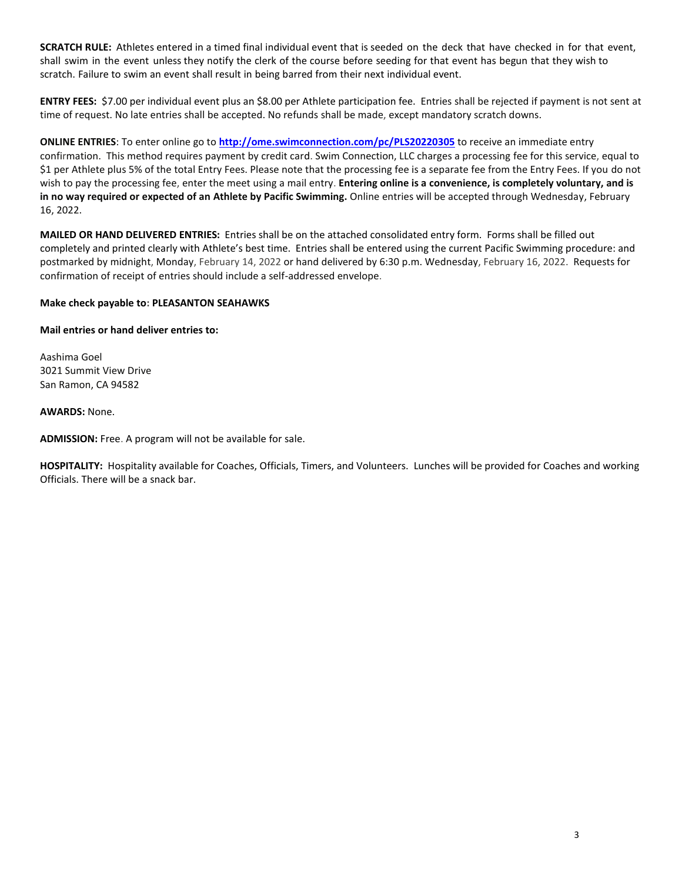**SCRATCH RULE:** Athletes entered in a timed final individual event that is seeded on the deck that have checked in for that event, shall swim in the event unless they notify the clerk of the course before seeding for that event has begun that they wish to scratch. Failure to swim an event shall result in being barred from their next individual event.

**ENTRY FEES:** $7.00 per individual event plus an $8.00 per Athlete participation fee. Entries shall be rejected if payment is not sent at time of request. No late entries shall be accepted. No refunds shall be made, except mandatory scratch downs.

**ONLINE ENTRIES**: To enter online go to **http://ome.swimconnection.com/pc/PLS20220305** to receive an immediate entry confirmation. This method requires payment by credit card. Swim Connection, LLC charges a processing fee for this service, equal to $1 per Athlete plus 5% of the total Entry Fees. Please note that the processing fee is a separate fee from the Entry Fees. If you do not wish to pay the processing fee, enter the meet using a mail entry. **Entering online is a convenience, is completely voluntary, and is in no way required or expected of an Athlete by Pacific Swimming.** Online entries will be accepted through Wednesday, February 16, 2022.

**MAILED OR HAND DELIVERED ENTRIES:** Entries shall be on the attached consolidated entry form. Forms shall be filled out completely and printed clearly with Athlete's best time. Entries shall be entered using the current Pacific Swimming procedure: and postmarked by midnight, Monday, February 14, 2022 or hand delivered by 6:30 p.m. Wednesday, February 16, 2022. Requests for confirmation of receipt of entries should include a self-addressed envelope.

**Make check payable to**: **PLEASANTON SEAHAWKS**

**Mail entries or hand deliver entries to:**

Aashima Goel
3021 Summit View Drive
San Ramon, CA 94582

**AWARDS:** None.

**ADMISSION:** Free. A program will not be available for sale.

**HOSPITALITY:** Hospitality available for Coaches, Officials, Timers, and Volunteers. Lunches will be provided for Coaches and working Officials. There will be a snack bar.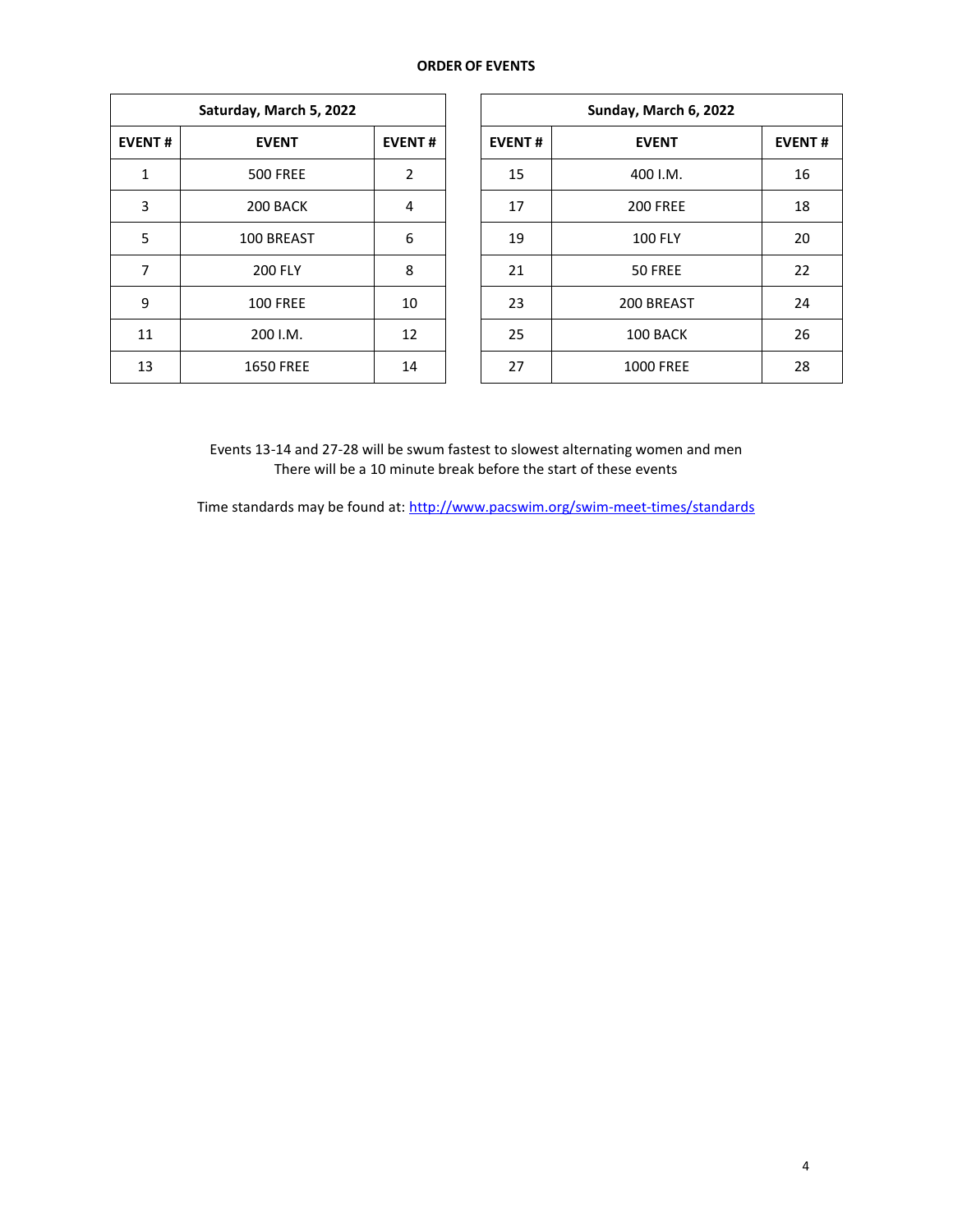**ORDER OF EVENTS**

| Saturday, March 5, 2022 | | |
|---|---|---|
| **EVENT #** | **EVENT** | **EVENT #** |
| 1 | 500 FREE | 2 |
| 3 | 200 BACK | 4 |
| 5 | 100 BREAST | 6 |
| 7 | 200 FLY | 8 |
| 9 | 100 FREE | 10 |
| 11 | 200 I.M. | 12 |
| 13 | 1650 FREE | 14 |

| Sunday, March 6, 2022 | | |
|---|---|---|
| **EVENT #** | **EVENT** | **EVENT #** |
| 15 | 400 I.M. | 16 |
| 17 | 200 FREE | 18 |
| 19 | 100 FLY | 20 |
| 21 | 50 FREE | 22 |
| 23 | 200 BREAST | 24 |
| 25 | 100 BACK | 26 |
| 27 | 1000 FREE | 28 |

Events 13-14 and 27-28 will be swum fastest to slowest alternating women and men
There will be a 10 minute break before the start of these events

Time standards may be found at: [http://www.pacswim.org/swim-meet-times/standards](http://www.pacswim.org/swim-meet-times/standards)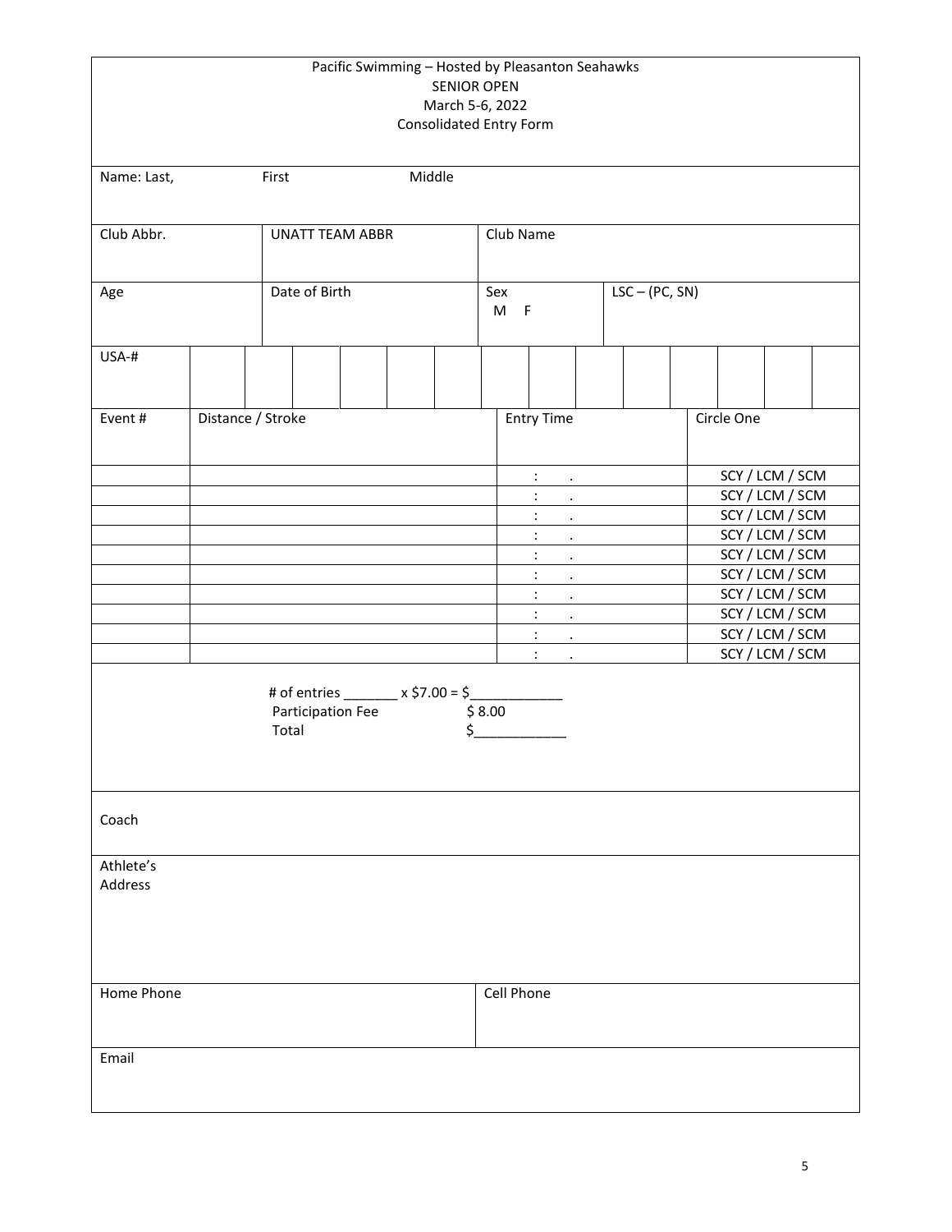Pacific Swimming – Hosted by Pleasanton Seahawks
SENIOR OPEN
March 5-6, 2022
Consolidated Entry Form

| | | | |
|---|---|---|---|
| Name: Last, First Middle | | | |
| Club Abbr. | UNATT TEAM ABBR | Club Name | |
| Age | Date of Birth | Sex M F | LSC – (PC, SN) |

| | | | | | | | | | | | | | |
|---|---|---|---|---|---|---|---|---|---|---|---|---|---|
| USA-# | | | | | | | | | | | | | |

| Event # | Distance / Stroke | Entry Time | Circle One |
|---|---|---|---|
| | | : . | SCY / LCM / SCM |
| | | : . | SCY / LCM / SCM |
| | | : . | SCY / LCM / SCM |
| | | : . | SCY / LCM / SCM |
| | | : . | SCY / LCM / SCM |
| | | : . | SCY / LCM / SCM |
| | | : . | SCY / LCM / SCM |
| | | : . | SCY / LCM / SCM |
| | | : . | SCY / LCM / SCM |
| | | : . | SCY / LCM / SCM |

# of entries _______ x $7.00 = $____________
Participation Fee $ 8.00
Total $____________

| | |
|---|---|
| Coach | |
| Athlete's Address | |
| Home Phone | Cell Phone |
| Email | |